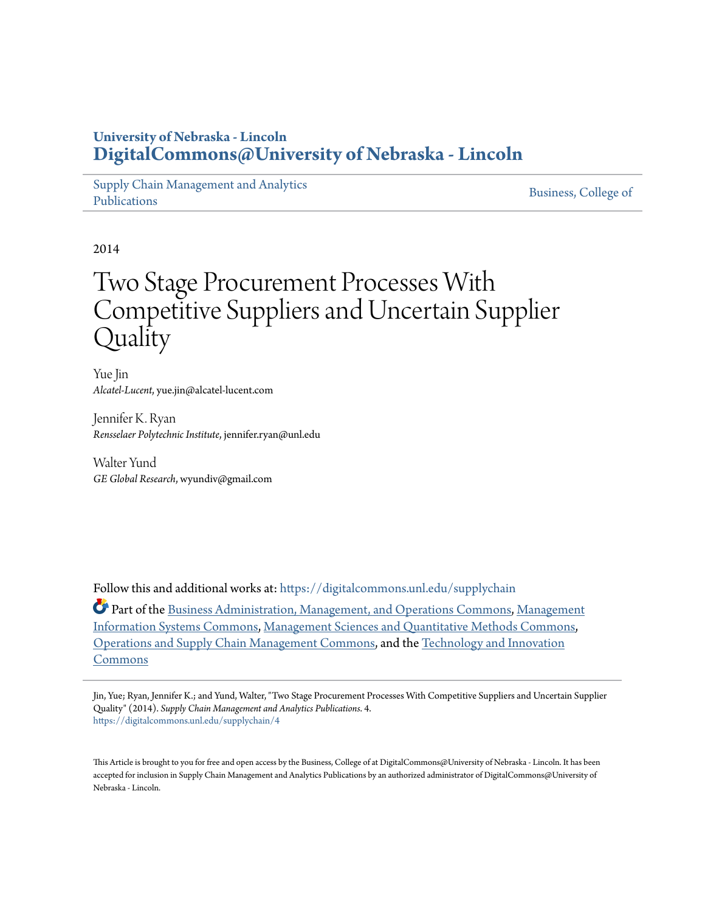University of Nebraska - Lincoln
**DigitalCommons@University of Nebraska - Lincoln**

Supply Chain Management and Analytics Publications | Business, College of

2014

# Two Stage Procurement Processes With Competitive Suppliers and Uncertain Supplier Quality

Yue Jin
*Alcatel-Lucent*, yue.jin@alcatel-lucent.com

Jennifer K. Ryan
*Rensselaer Polytechnic Institute*, jennifer.ryan@unl.edu

Walter Yund
*GE Global Research*, wyundiv@gmail.com

Follow this and additional works at: https://digitalcommons.unl.edu/supplychain

Part of the Business Administration, Management, and Operations Commons, Management Information Systems Commons, Management Sciences and Quantitative Methods Commons, Operations and Supply Chain Management Commons, and the Technology and Innovation Commons

Jin, Yue; Ryan, Jennifer K.; and Yund, Walter, "Two Stage Procurement Processes With Competitive Suppliers and Uncertain Supplier Quality" (2014). *Supply Chain Management and Analytics Publications*. 4.
https://digitalcommons.unl.edu/supplychain/4

This Article is brought to you for free and open access by the Business, College of at DigitalCommons@University of Nebraska - Lincoln. It has been accepted for inclusion in Supply Chain Management and Analytics Publications by an authorized administrator of DigitalCommons@University of Nebraska - Lincoln.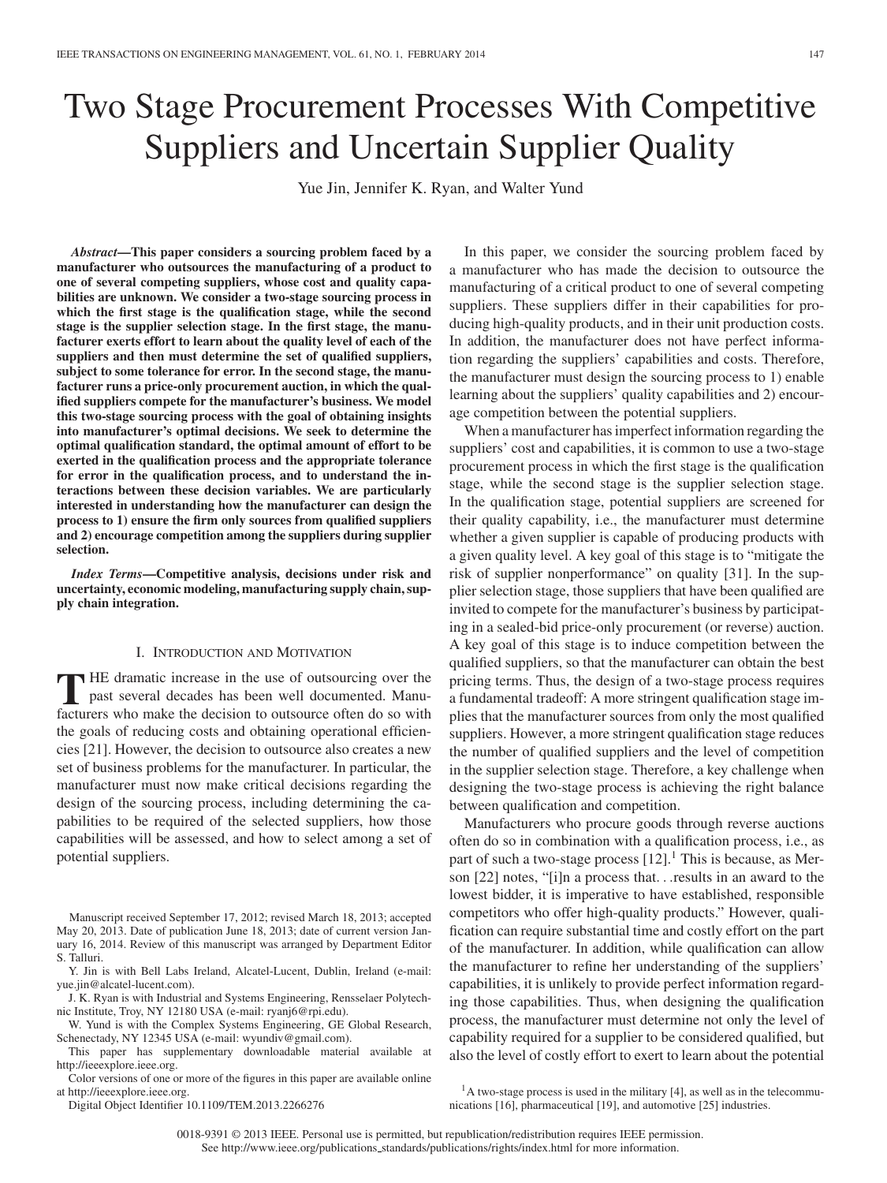# Two Stage Procurement Processes With Competitive Suppliers and Uncertain Supplier Quality

Yue Jin, Jennifer K. Ryan, and Walter Yund

***Abstract*—This paper considers a sourcing problem faced by a manufacturer who outsources the manufacturing of a product to one of several competing suppliers, whose cost and quality capabilities are unknown. We consider a two-stage sourcing process in which the first stage is the qualification stage, while the second stage is the supplier selection stage. In the first stage, the manufacturer exerts effort to learn about the quality level of each of the suppliers and then must determine the set of qualified suppliers, subject to some tolerance for error. In the second stage, the manufacturer runs a price-only procurement auction, in which the qualified suppliers compete for the manufacturer's business. We model this two-stage sourcing process with the goal of obtaining insights into manufacturer's optimal decisions. We seek to determine the optimal qualification standard, the optimal amount of effort to be exerted in the qualification process and the appropriate tolerance for error in the qualification process, and to understand the interactions between these decision variables. We are particularly interested in understanding how the manufacturer can design the process to 1) ensure the firm only sources from qualified suppliers and 2) encourage competition among the suppliers during supplier selection.**

***Index Terms*—Competitive analysis, decisions under risk and uncertainty, economic modeling, manufacturing supply chain, supply chain integration.**

## I. Introduction and Motivation

The dramatic increase in the use of outsourcing over the past several decades has been well documented. Manufacturers who make the decision to outsource often do so with the goals of reducing costs and obtaining operational efficiencies [21]. However, the decision to outsource also creates a new set of business problems for the manufacturer. In particular, the manufacturer must now make critical decisions regarding the design of the sourcing process, including determining the capabilities to be required of the selected suppliers, how those capabilities will be assessed, and how to select among a set of potential suppliers.

In this paper, we consider the sourcing problem faced by a manufacturer who has made the decision to outsource the manufacturing of a critical product to one of several competing suppliers. These suppliers differ in their capabilities for producing high-quality products, and in their unit production costs. In addition, the manufacturer does not have perfect information regarding the suppliers' capabilities and costs. Therefore, the manufacturer must design the sourcing process to 1) enable learning about the suppliers' quality capabilities and 2) encourage competition between the potential suppliers.

When a manufacturer has imperfect information regarding the suppliers' cost and capabilities, it is common to use a two-stage procurement process in which the first stage is the qualification stage, while the second stage is the supplier selection stage. In the qualification stage, potential suppliers are screened for their quality capability, i.e., the manufacturer must determine whether a given supplier is capable of producing products with a given quality level. A key goal of this stage is to "mitigate the risk of supplier nonperformance" on quality [31]. In the supplier selection stage, those suppliers that have been qualified are invited to compete for the manufacturer's business by participating in a sealed-bid price-only procurement (or reverse) auction. A key goal of this stage is to induce competition between the qualified suppliers, so that the manufacturer can obtain the best pricing terms. Thus, the design of a two-stage process requires a fundamental tradeoff: A more stringent qualification stage implies that the manufacturer sources from only the most qualified suppliers. However, a more stringent qualification stage reduces the number of qualified suppliers and the level of competition in the supplier selection stage. Therefore, a key challenge when designing the two-stage process is achieving the right balance between qualification and competition.

Manufacturers who procure goods through reverse auctions often do so in combination with a qualification process, i.e., as part of such a two-stage process [12].[1] This is because, as Merson [22] notes, "[i]n a process that. . .results in an award to the lowest bidder, it is imperative to have established, responsible competitors who offer high-quality products." However, qualification can require substantial time and costly effort on the part of the manufacturer. In addition, while qualification can allow the manufacturer to refine her understanding of the suppliers' capabilities, it is unlikely to provide perfect information regarding those capabilities. Thus, when designing the qualification process, the manufacturer must determine not only the level of capability required for a supplier to be considered qualified, but also the level of costly effort to exert to learn about the potential

[1] A two-stage process is used in the military [4], as well as in the telecommunications [16], pharmaceutical [19], and automotive [25] industries.

Manuscript received September 17, 2012; revised March 18, 2013; accepted May 20, 2013. Date of publication June 18, 2013; date of current version January 16, 2014. Review of this manuscript was arranged by Department Editor S. Talluri.

Y. Jin is with Bell Labs Ireland, Alcatel-Lucent, Dublin, Ireland (e-mail: yue.jin@alcatel-lucent.com).

J. K. Ryan is with Industrial and Systems Engineering, Rensselaer Polytechnic Institute, Troy, NY 12180 USA (e-mail: ryanj6@rpi.edu).

W. Yund is with the Complex Systems Engineering, GE Global Research, Schenectady, NY 12345 USA (e-mail: wyundiv@gmail.com).

This paper has supplementary downloadable material available at http://ieeexplore.ieee.org.

Color versions of one or more of the figures in this paper are available online at http://ieeexplore.ieee.org.

Digital Object Identifier 10.1109/TEM.2013.2266276

0018-9391 © 2013 IEEE. Personal use is permitted, but republication/redistribution requires IEEE permission. See http://www.ieee.org/publications_standards/publications/rights/index.html for more information.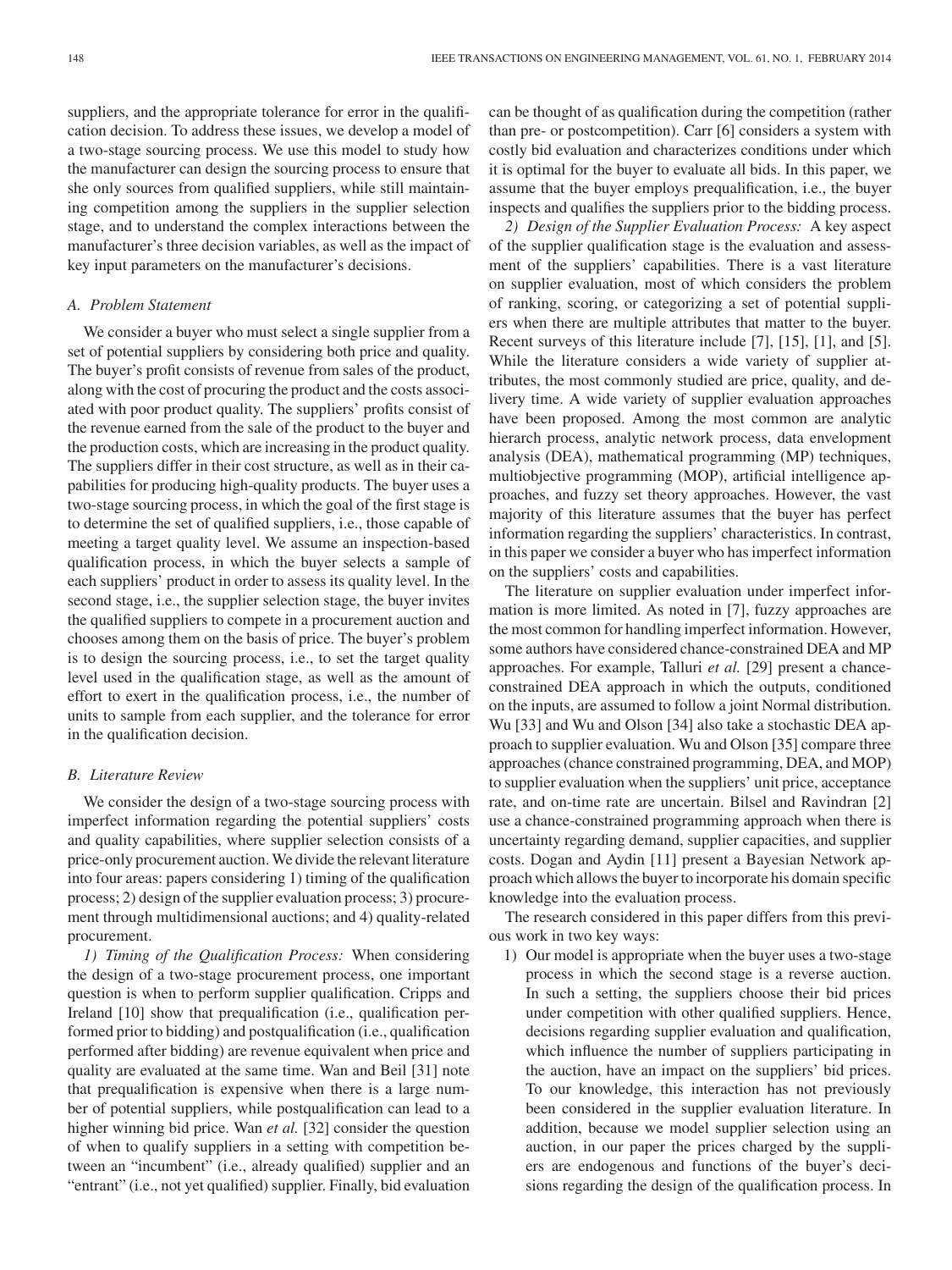suppliers, and the appropriate tolerance for error in the qualification decision. To address these issues, we develop a model of a two-stage sourcing process. We use this model to study how the manufacturer can design the sourcing process to ensure that she only sources from qualified suppliers, while still maintaining competition among the suppliers in the supplier selection stage, and to understand the complex interactions between the manufacturer's three decision variables, as well as the impact of key input parameters on the manufacturer's decisions.

### A. Problem Statement

We consider a buyer who must select a single supplier from a set of potential suppliers by considering both price and quality. The buyer's profit consists of revenue from sales of the product, along with the cost of procuring the product and the costs associated with poor product quality. The suppliers' profits consist of the revenue earned from the sale of the product to the buyer and the production costs, which are increasing in the product quality. The suppliers differ in their cost structure, as well as in their capabilities for producing high-quality products. The buyer uses a two-stage sourcing process, in which the goal of the first stage is to determine the set of qualified suppliers, i.e., those capable of meeting a target quality level. We assume an inspection-based qualification process, in which the buyer selects a sample of each suppliers' product in order to assess its quality level. In the second stage, i.e., the supplier selection stage, the buyer invites the qualified suppliers to compete in a procurement auction and chooses among them on the basis of price. The buyer's problem is to design the sourcing process, i.e., to set the target quality level used in the qualification stage, as well as the amount of effort to exert in the qualification process, i.e., the number of units to sample from each supplier, and the tolerance for error in the qualification decision.

### B. Literature Review

We consider the design of a two-stage sourcing process with imperfect information regarding the potential suppliers' costs and quality capabilities, where supplier selection consists of a price-only procurement auction. We divide the relevant literature into four areas: papers considering 1) timing of the qualification process; 2) design of the supplier evaluation process; 3) procurement through multidimensional auctions; and 4) quality-related procurement.

*1) Timing of the Qualification Process:* When considering the design of a two-stage procurement process, one important question is when to perform supplier qualification. Cripps and Ireland [10] show that prequalification (i.e., qualification performed prior to bidding) and postqualification (i.e., qualification performed after bidding) are revenue equivalent when price and quality are evaluated at the same time. Wan and Beil [31] note that prequalification is expensive when there is a large number of potential suppliers, while postqualification can lead to a higher winning bid price. Wan *et al.* [32] consider the question of when to qualify suppliers in a setting with competition between an "incumbent" (i.e., already qualified) supplier and an "entrant" (i.e., not yet qualified) supplier. Finally, bid evaluation can be thought of as qualification during the competition (rather than pre- or postcompetition). Carr [6] considers a system with costly bid evaluation and characterizes conditions under which it is optimal for the buyer to evaluate all bids. In this paper, we assume that the buyer employs prequalification, i.e., the buyer inspects and qualifies the suppliers prior to the bidding process.

*2) Design of the Supplier Evaluation Process:* A key aspect of the supplier qualification stage is the evaluation and assessment of the suppliers' capabilities. There is a vast literature on supplier evaluation, most of which considers the problem of ranking, scoring, or categorizing a set of potential suppliers when there are multiple attributes that matter to the buyer. Recent surveys of this literature include [7], [15], [1], and [5]. While the literature considers a wide variety of supplier attributes, the most commonly studied are price, quality, and delivery time. A wide variety of supplier evaluation approaches have been proposed. Among the most common are analytic hierarchy process, analytic network process, data envelopment analysis (DEA), mathematical programming (MP) techniques, multiobjective programming (MOP), artificial intelligence approaches, and fuzzy set theory approaches. However, the vast majority of this literature assumes that the buyer has perfect information regarding the suppliers' characteristics. In contrast, in this paper we consider a buyer who has imperfect information on the suppliers' costs and capabilities.

The literature on supplier evaluation under imperfect information is more limited. As noted in [7], fuzzy approaches are the most common for handling imperfect information. However, some authors have considered chance-constrained DEA and MP approaches. For example, Talluri *et al.* [29] present a chance-constrained DEA approach in which the outputs, conditioned on the inputs, are assumed to follow a joint Normal distribution. Wu [33] and Wu and Olson [34] also take a stochastic DEA approach to supplier evaluation. Wu and Olson [35] compare three approaches (chance constrained programming, DEA, and MOP) to supplier evaluation when the suppliers' unit price, acceptance rate, and on-time rate are uncertain. Bilsel and Ravindran [2] use a chance-constrained programming approach when there is uncertainty regarding demand, supplier capacities, and supplier costs. Dogan and Aydin [11] present a Bayesian Network approach which allows the buyer to incorporate his domain specific knowledge into the evaluation process.

The research considered in this paper differs from this previous work in two key ways:

1) Our model is appropriate when the buyer uses a two-stage process in which the second stage is a reverse auction. In such a setting, the suppliers choose their bid prices under competition with other qualified suppliers. Hence, decisions regarding supplier evaluation and qualification, which influence the number of suppliers participating in the auction, have an impact on the suppliers' bid prices. To our knowledge, this interaction has not previously been considered in the supplier evaluation literature. In addition, because we model supplier selection using an auction, in our paper the prices charged by the suppliers are endogenous and functions of the buyer's decisions regarding the design of the qualification process. In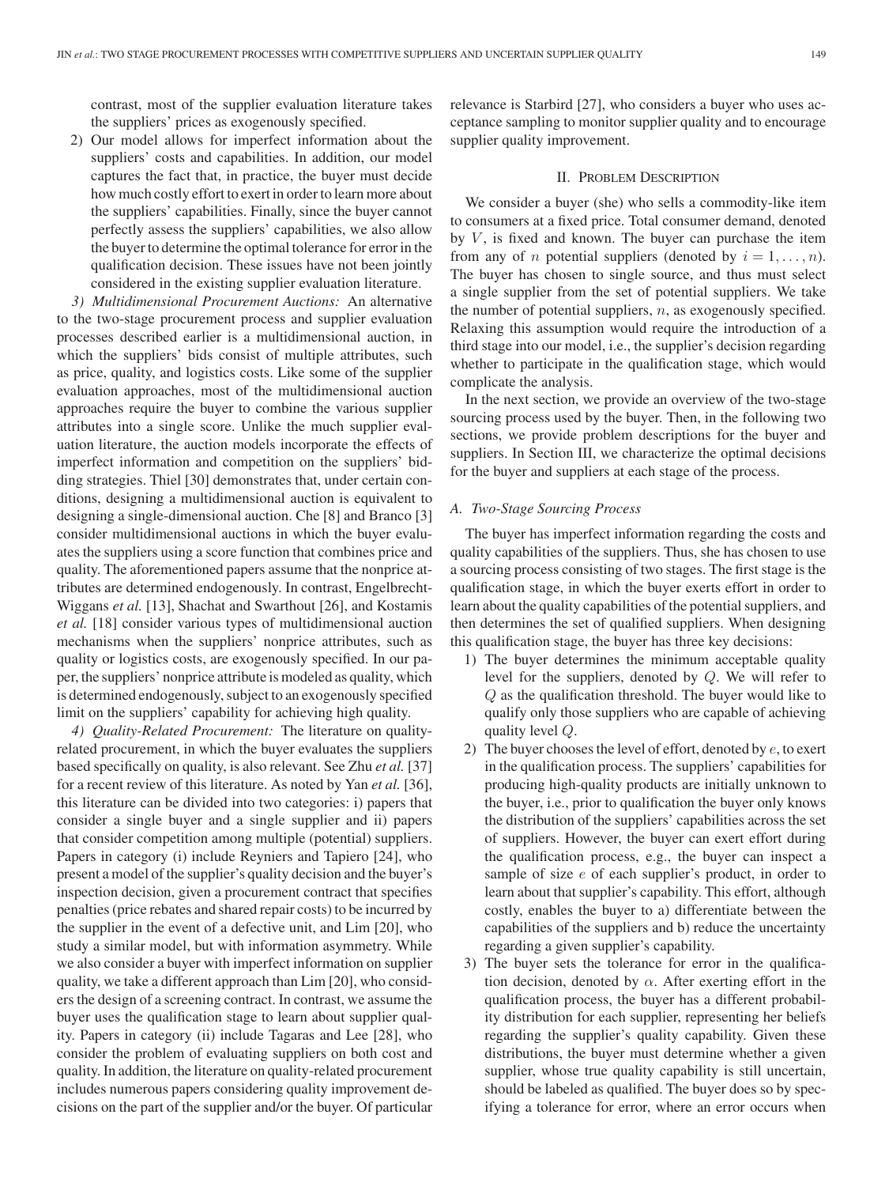contrast, most of the supplier evaluation literature takes the suppliers' prices as exogenously specified.

2) Our model allows for imperfect information about the suppliers' costs and capabilities. In addition, our model captures the fact that, in practice, the buyer must decide how much costly effort to exert in order to learn more about the suppliers' capabilities. Finally, since the buyer cannot perfectly assess the suppliers' capabilities, we also allow the buyer to determine the optimal tolerance for error in the qualification decision. These issues have not been jointly considered in the existing supplier evaluation literature.

*3) Multidimensional Procurement Auctions:* An alternative to the two-stage procurement process and supplier evaluation processes described earlier is a multidimensional auction, in which the suppliers' bids consist of multiple attributes, such as price, quality, and logistics costs. Like some of the supplier evaluation approaches, most of the multidimensional auction approaches require the buyer to combine the various supplier attributes into a single score. Unlike the much supplier evaluation literature, the auction models incorporate the effects of imperfect information and competition on the suppliers' bidding strategies. Thiel [30] demonstrates that, under certain conditions, designing a multidimensional auction is equivalent to designing a single-dimensional auction. Che [8] and Branco [3] consider multidimensional auctions in which the buyer evaluates the suppliers using a score function that combines price and quality. The aforementioned papers assume that the nonprice attributes are determined endogenously. In contrast, Engelbrecht-Wiggans *et al.* [13], Shachat and Swarthout [26], and Kostamis *et al.* [18] consider various types of multidimensional auction mechanisms when the suppliers' nonprice attributes, such as quality or logistics costs, are exogenously specified. In our paper, the suppliers' nonprice attribute is modeled as quality, which is determined endogenously, subject to an exogenously specified limit on the suppliers' capability for achieving high quality.

*4) Quality-Related Procurement:* The literature on quality-related procurement, in which the buyer evaluates the suppliers based specifically on quality, is also relevant. See Zhu *et al.* [37] for a recent review of this literature. As noted by Yan *et al.* [36], this literature can be divided into two categories: i) papers that consider a single buyer and a single supplier and ii) papers that consider competition among multiple (potential) suppliers. Papers in category (i) include Reyniers and Tapiero [24], who present a model of the supplier's quality decision and the buyer's inspection decision, given a procurement contract that specifies penalties (price rebates and shared repair costs) to be incurred by the supplier in the event of a defective unit, and Lim [20], who study a similar model, but with information asymmetry. While we also consider a buyer with imperfect information on supplier quality, we take a different approach than Lim [20], who considers the design of a screening contract. In contrast, we assume the buyer uses the qualification stage to learn about supplier quality. Papers in category (ii) include Tagaras and Lee [28], who consider the problem of evaluating suppliers on both cost and quality. In addition, the literature on quality-related procurement includes numerous papers considering quality improvement decisions on the part of the supplier and/or the buyer. Of particular relevance is Starbird [27], who considers a buyer who uses acceptance sampling to monitor supplier quality and to encourage supplier quality improvement.

## II. Problem Description

We consider a buyer (she) who sells a commodity-like item to consumers at a fixed price. Total consumer demand, denoted by $V$, is fixed and known. The buyer can purchase the item from any of $n$ potential suppliers (denoted by $i = 1, \ldots, n$). The buyer has chosen to single source, and thus must select a single supplier from the set of potential suppliers. We take the number of potential suppliers, $n$, as exogenously specified. Relaxing this assumption would require the introduction of a third stage into our model, i.e., the supplier's decision regarding whether to participate in the qualification stage, which would complicate the analysis.

In the next section, we provide an overview of the two-stage sourcing process used by the buyer. Then, in the following two sections, we provide problem descriptions for the buyer and suppliers. In Section III, we characterize the optimal decisions for the buyer and suppliers at each stage of the process.

### A. Two-Stage Sourcing Process

The buyer has imperfect information regarding the costs and quality capabilities of the suppliers. Thus, she has chosen to use a sourcing process consisting of two stages. The first stage is the qualification stage, in which the buyer exerts effort in order to learn about the quality capabilities of the potential suppliers, and then determines the set of qualified suppliers. When designing this qualification stage, the buyer has three key decisions:

1) The buyer determines the minimum acceptable quality level for the suppliers, denoted by $Q$. We will refer to $Q$ as the qualification threshold. The buyer would like to qualify only those suppliers who are capable of achieving quality level $Q$.
2) The buyer chooses the level of effort, denoted by $e$, to exert in the qualification process. The suppliers' capabilities for producing high-quality products are initially unknown to the buyer, i.e., prior to qualification the buyer only knows the distribution of the suppliers' capabilities across the set of suppliers. However, the buyer can exert effort during the qualification process, e.g., the buyer can inspect a sample of size $e$ of each supplier's product, in order to learn about that supplier's capability. This effort, although costly, enables the buyer to a) differentiate between the capabilities of the suppliers and b) reduce the uncertainty regarding a given supplier's capability.
3) The buyer sets the tolerance for error in the qualification decision, denoted by $\alpha$. After exerting effort in the qualification process, the buyer has a different probability distribution for each supplier, representing her beliefs regarding the supplier's quality capability. Given these distributions, the buyer must determine whether a given supplier, whose true quality capability is still uncertain, should be labeled as qualified. The buyer does so by specifying a tolerance for error, where an error occurs when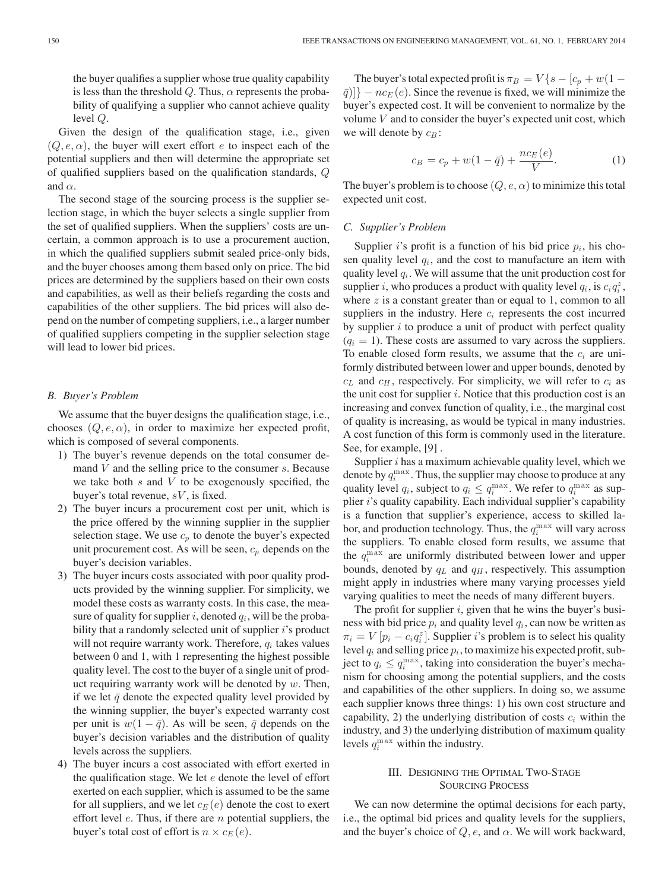the buyer qualifies a supplier whose true quality capability is less than the threshold $Q$. Thus, $\alpha$ represents the probability of qualifying a supplier who cannot achieve quality level $Q$.

Given the design of the qualification stage, i.e., given $(Q, e, \alpha)$, the buyer will exert effort $e$ to inspect each of the potential suppliers and then will determine the appropriate set of qualified suppliers based on the qualification standards, $Q$ and $\alpha$.

The second stage of the sourcing process is the supplier selection stage, in which the buyer selects a single supplier from the set of qualified suppliers. When the suppliers' costs are uncertain, a common approach is to use a procurement auction, in which the qualified suppliers submit sealed price-only bids, and the buyer chooses among them based only on price. The bid prices are determined by the suppliers based on their own costs and capabilities, as well as their beliefs regarding the costs and capabilities of the other suppliers. The bid prices will also depend on the number of competing suppliers, i.e., a larger number of qualified suppliers competing in the supplier selection stage will lead to lower bid prices.

### *B. Buyer's Problem*

We assume that the buyer designs the qualification stage, i.e., chooses $(Q, e, \alpha)$, in order to maximize her expected profit, which is composed of several components.

1) The buyer's revenue depends on the total consumer demand $V$ and the selling price to the consumer $s$. Because we take both $s$ and $V$ to be exogenously specified, the buyer's total revenue, $sV$, is fixed.
2) The buyer incurs a procurement cost per unit, which is the price offered by the winning supplier in the supplier selection stage. We use $c_p$ to denote the buyer's expected unit procurement cost. As will be seen, $c_p$ depends on the buyer's decision variables.
3) The buyer incurs costs associated with poor quality products provided by the winning supplier. For simplicity, we model these costs as warranty costs. In this case, the measure of quality for supplier $i$, denoted $q_i$, will be the probability that a randomly selected unit of supplier $i$'s product will not require warranty work. Therefore, $q_i$ takes values between 0 and 1, with 1 representing the highest possible quality level. The cost to the buyer of a single unit of product requiring warranty work will be denoted by $w$. Then, if we let $\bar{q}$ denote the expected quality level provided by the winning supplier, the buyer's expected warranty cost per unit is $w(1 - \bar{q})$. As will be seen, $\bar{q}$ depends on the buyer's decision variables and the distribution of quality levels across the suppliers.
4) The buyer incurs a cost associated with effort exerted in the qualification stage. We let $e$ denote the level of effort exerted on each supplier, which is assumed to be the same for all suppliers, and we let $c_E(e)$ denote the cost to exert effort level $e$. Thus, if there are $n$ potential suppliers, the buyer's total cost of effort is $n \times c_E(e)$.

The buyer's total expected profit is $\pi_B = V\{s - [c_p + w(1 - \bar{q})]\} - nc_E(e)$. Since the revenue is fixed, we will minimize the buyer's expected cost. It will be convenient to normalize by the volume $V$ and to consider the buyer's expected unit cost, which we will denote by $c_B$:

$$c_B = c_p + w(1 - \bar{q}) + \frac{nc_E(e)}{V}. \tag{1}$$

The buyer's problem is to choose $(Q, e, \alpha)$ to minimize this total expected unit cost.

### *C. Supplier's Problem*

Supplier $i$'s profit is a function of his bid price $p_i$, his chosen quality level $q_i$, and the cost to manufacture an item with quality level $q_i$. We will assume that the unit production cost for supplier $i$, who produces a product with quality level $q_i$, is $c_i q_i^z$, where $z$ is a constant greater than or equal to 1, common to all suppliers in the industry. Here $c_i$ represents the cost incurred by supplier $i$ to produce a unit of product with perfect quality ($q_i = 1$). These costs are assumed to vary across the suppliers. To enable closed form results, we assume that the $c_i$ are uniformly distributed between lower and upper bounds, denoted by $c_L$ and $c_H$, respectively. For simplicity, we will refer to $c_i$ as the unit cost for supplier $i$. Notice that this production cost is an increasing and convex function of quality, i.e., the marginal cost of quality is increasing, as would be typical in many industries. A cost function of this form is commonly used in the literature. See, for example, [9] .

Supplier $i$ has a maximum achievable quality level, which we denote by $q_i^{\max}$. Thus, the supplier may choose to produce at any quality level $q_i$, subject to $q_i \leq q_i^{\max}$. We refer to $q_i^{\max}$ as supplier $i$'s quality capability. Each individual supplier's capability is a function that supplier's experience, access to skilled labor, and production technology. Thus, the $q_i^{\max}$ will vary across the suppliers. To enable closed form results, we assume that the $q_i^{\max}$ are uniformly distributed between lower and upper bounds, denoted by $q_L$ and $q_H$, respectively. This assumption might apply in industries where many varying processes yield varying qualities to meet the needs of many different buyers.

The profit for supplier $i$, given that he wins the buyer's business with bid price $p_i$ and quality level $q_i$, can now be written as $\pi_i = V[p_i - c_i q_i^z]$. Supplier $i$'s problem is to select his quality level $q_i$ and selling price $p_i$, to maximize his expected profit, subject to $q_i \leq q_i^{\max}$, taking into consideration the buyer's mechanism for choosing among the potential suppliers, and the costs and capabilities of the other suppliers. In doing so, we assume each supplier knows three things: 1) his own cost structure and capability, 2) the underlying distribution of costs $c_i$ within the industry, and 3) the underlying distribution of maximum quality levels $q_i^{\max}$ within the industry.

## III. Designing the Optimal Two-Stage Sourcing Process

We can now determine the optimal decisions for each party, i.e., the optimal bid prices and quality levels for the suppliers, and the buyer's choice of $Q$, $e$, and $\alpha$. We will work backward,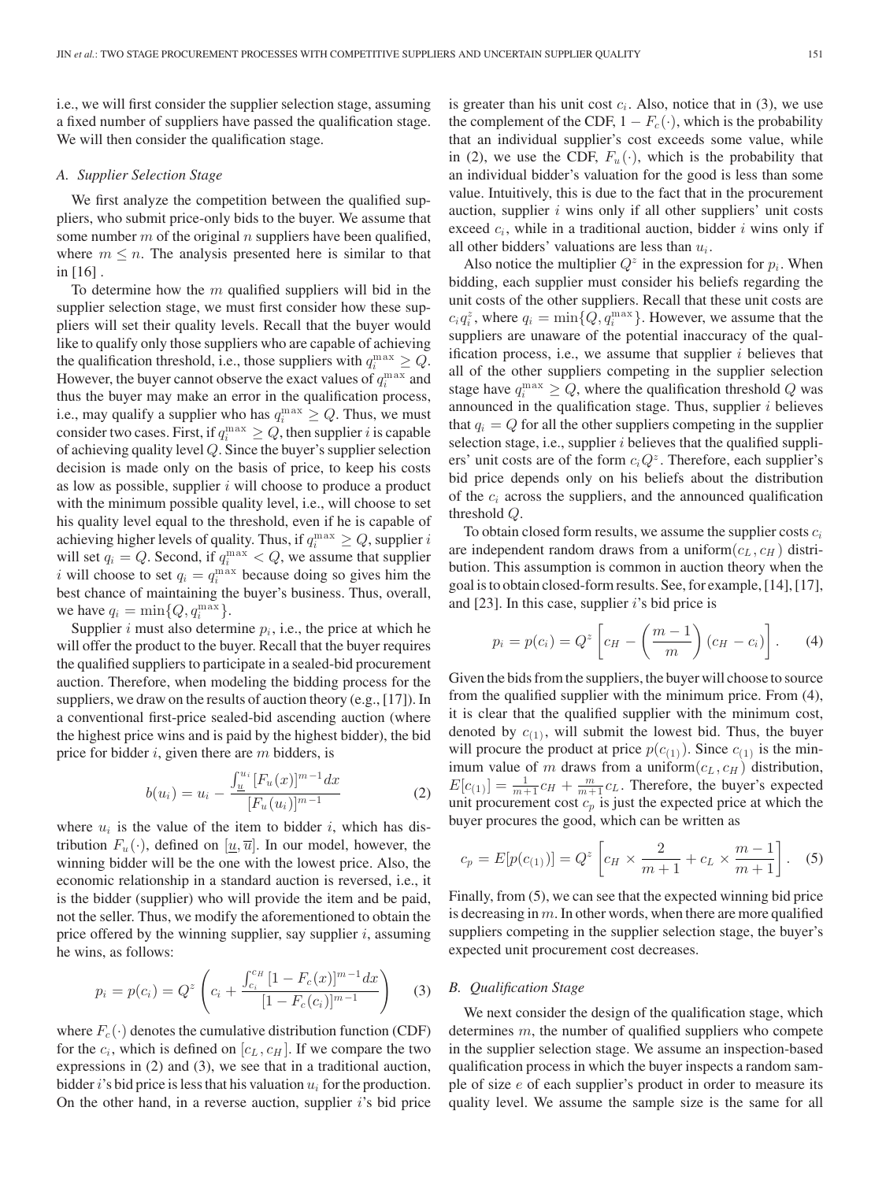i.e., we will first consider the supplier selection stage, assuming a fixed number of suppliers have passed the qualification stage. We will then consider the qualification stage.

### A. Supplier Selection Stage

We first analyze the competition between the qualified suppliers, who submit price-only bids to the buyer. We assume that some number $m$ of the original $n$ suppliers have been qualified, where $m \leq n$. The analysis presented here is similar to that in [16] .

To determine how the $m$ qualified suppliers will bid in the supplier selection stage, we must first consider how these suppliers will set their quality levels. Recall that the buyer would like to qualify only those suppliers who are capable of achieving the qualification threshold, i.e., those suppliers with $q_i^{\max} \geq Q$. However, the buyer cannot observe the exact values of $q_i^{\max}$ and thus the buyer may make an error in the qualification process, i.e., may qualify a supplier who has $q_i^{\max} \geq Q$. Thus, we must consider two cases. First, if $q_i^{\max} \geq Q$, then supplier $i$ is capable of achieving quality level $Q$. Since the buyer's supplier selection decision is made only on the basis of price, to keep his costs as low as possible, supplier $i$ will choose to produce a product with the minimum possible quality level, i.e., will choose to set his quality level equal to the threshold, even if he is capable of achieving higher levels of quality. Thus, if $q_i^{\max} \geq Q$, supplier $i$ will set $q_i = Q$. Second, if $q_i^{\max} < Q$, we assume that supplier $i$ will choose to set $q_i = q_i^{\max}$ because doing so gives him the best chance of maintaining the buyer's business. Thus, overall, we have $q_i = \min\{Q, q_i^{\max}\}$.

Supplier $i$ must also determine $p_i$, i.e., the price at which he will offer the product to the buyer. Recall that the buyer requires the qualified suppliers to participate in a sealed-bid procurement auction. Therefore, when modeling the bidding process for the suppliers, we draw on the results of auction theory (e.g., [17]). In a conventional first-price sealed-bid ascending auction (where the highest price wins and is paid by the highest bidder), the bid price for bidder $i$, given there are $m$ bidders, is

$$b(u_i) = u_i - \frac{\int_{\underline{u}}^{u_i} [F_u(x)]^{m-1} dx}{[F_u(u_i)]^{m-1}} \tag{2}$$

where $u_i$ is the value of the item to bidder $i$, which has distribution $F_u(\cdot)$, defined on $[\underline{u}, \overline{u}]$. In our model, however, the winning bidder will be the one with the lowest price. Also, the economic relationship in a standard auction is reversed, i.e., it is the bidder (supplier) who will provide the item and be paid, not the seller. Thus, we modify the aforementioned to obtain the price offered by the winning supplier, say supplier $i$, assuming he wins, as follows:

$$p_i = p(c_i) = Q^z \left( c_i + \frac{\int_{c_i}^{c_H} [1 - F_c(x)]^{m-1} dx}{[1 - F_c(c_i)]^{m-1}} \right) \tag{3}$$

where $F_c(\cdot)$ denotes the cumulative distribution function (CDF) for the $c_i$, which is defined on $[c_L, c_H]$. If we compare the two expressions in (2) and (3), we see that in a traditional auction, bidder $i$'s bid price is less that his valuation $u_i$ for the production. On the other hand, in a reverse auction, supplier $i$'s bid price is greater than his unit cost $c_i$. Also, notice that in (3), we use the complement of the CDF, $1 - F_c(\cdot)$, which is the probability that an individual supplier's cost exceeds some value, while in (2), we use the CDF, $F_u(\cdot)$, which is the probability that an individual bidder's valuation for the good is less than some value. Intuitively, this is due to the fact that in the procurement auction, supplier $i$ wins only if all other suppliers' unit costs exceed $c_i$, while in a traditional auction, bidder $i$ wins only if all other bidders' valuations are less than $u_i$.

Also notice the multiplier $Q^z$ in the expression for $p_i$. When bidding, each supplier must consider his beliefs regarding the unit costs of the other suppliers. Recall that these unit costs are $c_i q_i^z$, where $q_i = \min\{Q, q_i^{\max}\}$. However, we assume that the suppliers are unaware of the potential inaccuracy of the qualification process, i.e., we assume that supplier $i$ believes that all of the other suppliers competing in the supplier selection stage have $q_i^{\max} \geq Q$, where the qualification threshold $Q$ was announced in the qualification stage. Thus, supplier $i$ believes that $q_i = Q$ for all the other suppliers competing in the supplier selection stage, i.e., supplier $i$ believes that the qualified suppliers' unit costs are of the form $c_i Q^z$. Therefore, each supplier's bid price depends only on his beliefs about the distribution of the $c_i$ across the suppliers, and the announced qualification threshold $Q$.

To obtain closed form results, we assume the supplier costs $c_i$ are independent random draws from a uniform$(c_L, c_H)$ distribution. This assumption is common in auction theory when the goal is to obtain closed-form results. See, for example, [14], [17], and [23]. In this case, supplier $i$'s bid price is

$$p_i = p(c_i) = Q^z \left[ c_H - \left( \frac{m-1}{m} \right) (c_H - c_i) \right]. \tag{4}$$

Given the bids from the suppliers, the buyer will choose to source from the qualified supplier with the minimum price. From (4), it is clear that the qualified supplier with the minimum cost, denoted by $c_{(1)}$, will submit the lowest bid. Thus, the buyer will procure the product at price $p(c_{(1)})$. Since $c_{(1)}$ is the minimum value of $m$ draws from a uniform$(c_L, c_H)$ distribution, $E[c_{(1)}] = \frac{1}{m+1} c_H + \frac{m}{m+1} c_L$. Therefore, the buyer's expected unit procurement cost $c_p$ is just the expected price at which the buyer procures the good, which can be written as

$$c_p = E[p(c_{(1)})] = Q^z \left[ c_H \times \frac{2}{m+1} + c_L \times \frac{m-1}{m+1} \right]. \tag{5}$$

Finally, from (5), we can see that the expected winning bid price is decreasing in $m$. In other words, when there are more qualified suppliers competing in the supplier selection stage, the buyer's expected unit procurement cost decreases.

### B. Qualification Stage

We next consider the design of the qualification stage, which determines $m$, the number of qualified suppliers who compete in the supplier selection stage. We assume an inspection-based qualification process in which the buyer inspects a random sample of size $e$ of each supplier's product in order to measure its quality level. We assume the sample size is the same for all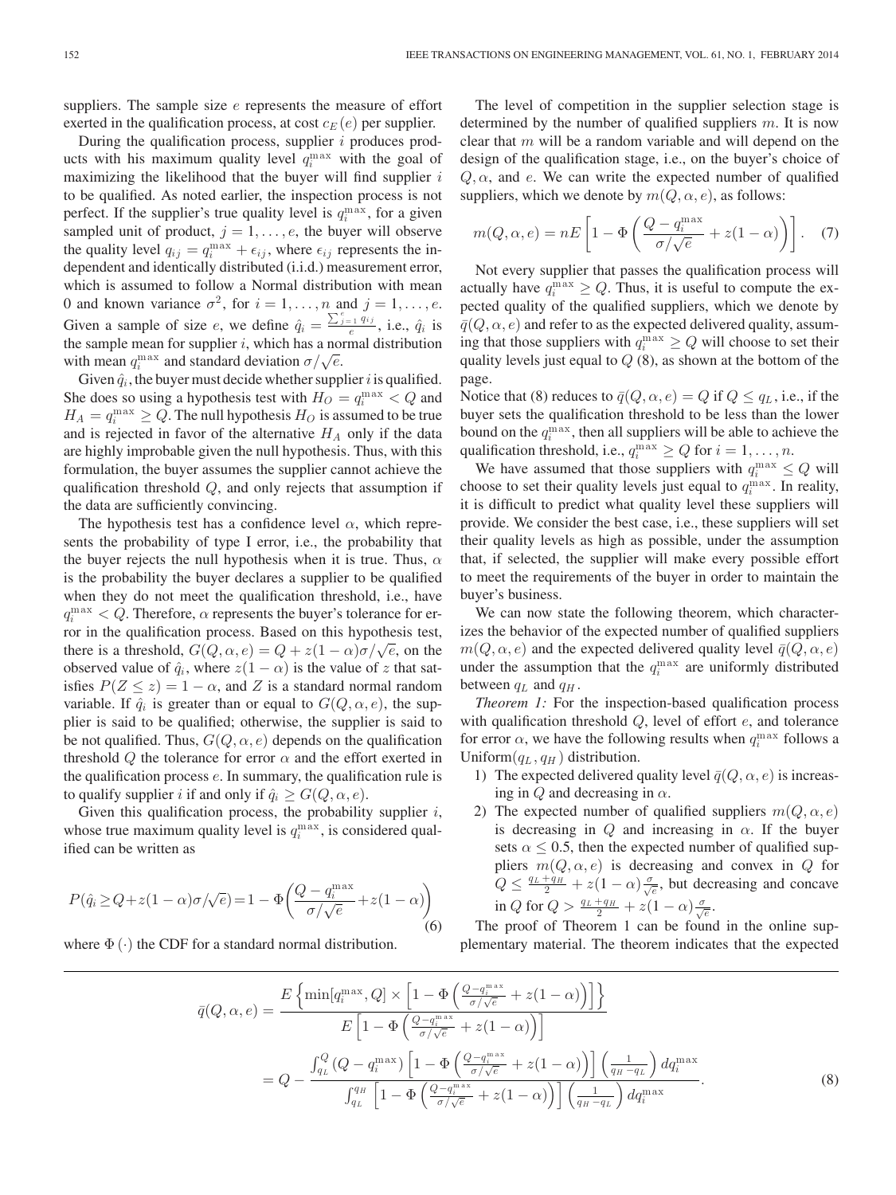suppliers. The sample size $e$ represents the measure of effort exerted in the qualification process, at cost $c_E(e)$ per supplier.

During the qualification process, supplier $i$ produces products with his maximum quality level $q_i^{\max}$ with the goal of maximizing the likelihood that the buyer will find supplier $i$ to be qualified. As noted earlier, the inspection process is not perfect. If the supplier's true quality level is $q_i^{\max}$, for a given sampled unit of product, $j = 1, \ldots, e$, the buyer will observe the quality level $q_{ij} = q_i^{\max} + \epsilon_{ij}$, where $\epsilon_{ij}$ represents the independent and identically distributed (i.i.d.) measurement error, which is assumed to follow a Normal distribution with mean 0 and known variance $\sigma^2$, for $i = 1, \ldots, n$ and $j = 1, \ldots, e$. Given a sample of size $e$, we define $\hat{q}_i = \frac{\sum_{j=1}^{e} q_{ij}}{e}$, i.e., $\hat{q}_i$ is the sample mean for supplier $i$, which has a normal distribution with mean $q_i^{\max}$ and standard deviation $\sigma/\sqrt{e}$.

Given $\hat{q}_i$, the buyer must decide whether supplier $i$ is qualified. She does so using a hypothesis test with $H_O = q_i^{\max} < Q$ and $H_A = q_i^{\max} \geq Q$. The null hypothesis $H_O$ is assumed to be true and is rejected in favor of the alternative $H_A$ only if the data are highly improbable given the null hypothesis. Thus, with this formulation, the buyer assumes the supplier cannot achieve the qualification threshold $Q$, and only rejects that assumption if the data are sufficiently convincing.

The hypothesis test has a confidence level $\alpha$, which represents the probability of type I error, i.e., the probability that the buyer rejects the null hypothesis when it is true. Thus, $\alpha$ is the probability the buyer declares a supplier to be qualified when they do not meet the qualification threshold, i.e., have $q_i^{\max} < Q$. Therefore, $\alpha$ represents the buyer's tolerance for error in the qualification process. Based on this hypothesis test, there is a threshold, $G(Q, \alpha, e) = Q + z(1-\alpha)\sigma/\sqrt{e}$, on the observed value of $\hat{q}_i$, where $z(1-\alpha)$ is the value of $z$ that satisfies $P(Z \leq z) = 1 - \alpha$, and $Z$ is a standard normal random variable. If $\hat{q}_i$ is greater than or equal to $G(Q, \alpha, e)$, the supplier is said to be qualified; otherwise, the supplier is said to be not qualified. Thus, $G(Q, \alpha, e)$ depends on the qualification threshold $Q$ the tolerance for error $\alpha$ and the effort exerted in the qualification process $e$. In summary, the qualification rule is to qualify supplier $i$ if and only if $\hat{q}_i \geq G(Q, \alpha, e)$.

Given this qualification process, the probability supplier $i$, whose true maximum quality level is $q_i^{\max}$, is considered qualified can be written as

$$P(\hat{q}_i \geq Q + z(1-\alpha)\sigma/\sqrt{e}) = 1 - \Phi\left(\frac{Q - q_i^{\max}}{\sigma/\sqrt{e}} + z(1-\alpha)\right) \tag{6}$$

where $\Phi(\cdot)$ the CDF for a standard normal distribution.

The level of competition in the supplier selection stage is determined by the number of qualified suppliers $m$. It is now clear that $m$ will be a random variable and will depend on the design of the qualification stage, i.e., on the buyer's choice of $Q, \alpha$, and $e$. We can write the expected number of qualified suppliers, which we denote by $m(Q, \alpha, e)$, as follows:

$$m(Q, \alpha, e) = nE\left[1 - \Phi\left(\frac{Q - q_i^{\max}}{\sigma/\sqrt{e}} + z(1-\alpha)\right)\right]. \tag{7}$$

Not every supplier that passes the qualification process will actually have $q_i^{\max} \geq Q$. Thus, it is useful to compute the expected quality of the qualified suppliers, which we denote by $\bar{q}(Q, \alpha, e)$ and refer to as the expected delivered quality, assuming that those suppliers with $q_i^{\max} \geq Q$ will choose to set their quality levels just equal to $Q$ (8), as shown at the bottom of the page.

$$\begin{aligned}
\bar{q}(Q, \alpha, e) &= \frac{E\left\{\min[q_i^{\max}, Q] \times \left[1 - \Phi\left(\frac{Q - q_i^{\max}}{\sigma/\sqrt{e}} + z(1-\alpha)\right)\right]\right\}}{E\left[1 - \Phi\left(\frac{Q - q_i^{\max}}{\sigma/\sqrt{e}} + z(1-\alpha)\right)\right]} \\
&= Q - \frac{\int_{q_L}^{Q} (Q - q_i^{\max})\left[1 - \Phi\left(\frac{Q - q_i^{\max}}{\sigma/\sqrt{e}} + z(1-\alpha)\right)\right]\left(\frac{1}{q_H - q_L}\right) dq_i^{\max}}{\int_{q_L}^{q_H}\left[1 - \Phi\left(\frac{Q - q_i^{\max}}{\sigma/\sqrt{e}} + z(1-\alpha)\right)\right]\left(\frac{1}{q_H - q_L}\right) dq_i^{\max}}.
\end{aligned} \tag{8}$$

Notice that (8) reduces to $\bar{q}(Q, \alpha, e) = Q$ if $Q \leq q_L$, i.e., if the buyer sets the qualification threshold to be less than the lower bound on the $q_i^{\max}$, then all suppliers will be able to achieve the qualification threshold, i.e., $q_i^{\max} \geq Q$ for $i = 1, \ldots, n$.

We have assumed that those suppliers with $q_i^{\max} \leq Q$ will choose to set their quality levels just equal to $q_i^{\max}$. In reality, it is difficult to predict what quality level these suppliers will provide. We consider the best case, i.e., these suppliers will set their quality levels as high as possible, under the assumption that, if selected, the supplier will make every possible effort to meet the requirements of the buyer in order to maintain the buyer's business.

We can now state the following theorem, which characterizes the behavior of the expected number of qualified suppliers $m(Q, \alpha, e)$ and the expected delivered quality level $\bar{q}(Q, \alpha, e)$ under the assumption that the $q_i^{\max}$ are uniformly distributed between $q_L$ and $q_H$.

*Theorem 1:* For the inspection-based qualification process with qualification threshold $Q$, level of effort $e$, and tolerance for error $\alpha$, we have the following results when $q_i^{\max}$ follows a Uniform$(q_L, q_H)$ distribution.

1) The expected delivered quality level $\bar{q}(Q, \alpha, e)$ is increasing in $Q$ and decreasing in $\alpha$.
2) The expected number of qualified suppliers $m(Q, \alpha, e)$ is decreasing in $Q$ and increasing in $\alpha$. If the buyer sets $\alpha \leq 0.5$, then the expected number of qualified suppliers $m(Q, \alpha, e)$ is decreasing and convex in $Q$ for $Q \leq \frac{q_L + q_H}{2} + z(1-\alpha)\frac{\sigma}{\sqrt{e}}$, but decreasing and concave in $Q$ for $Q > \frac{q_L + q_H}{2} + z(1-\alpha)\frac{\sigma}{\sqrt{e}}$.

The proof of Theorem 1 can be found in the online supplementary material. The theorem indicates that the expected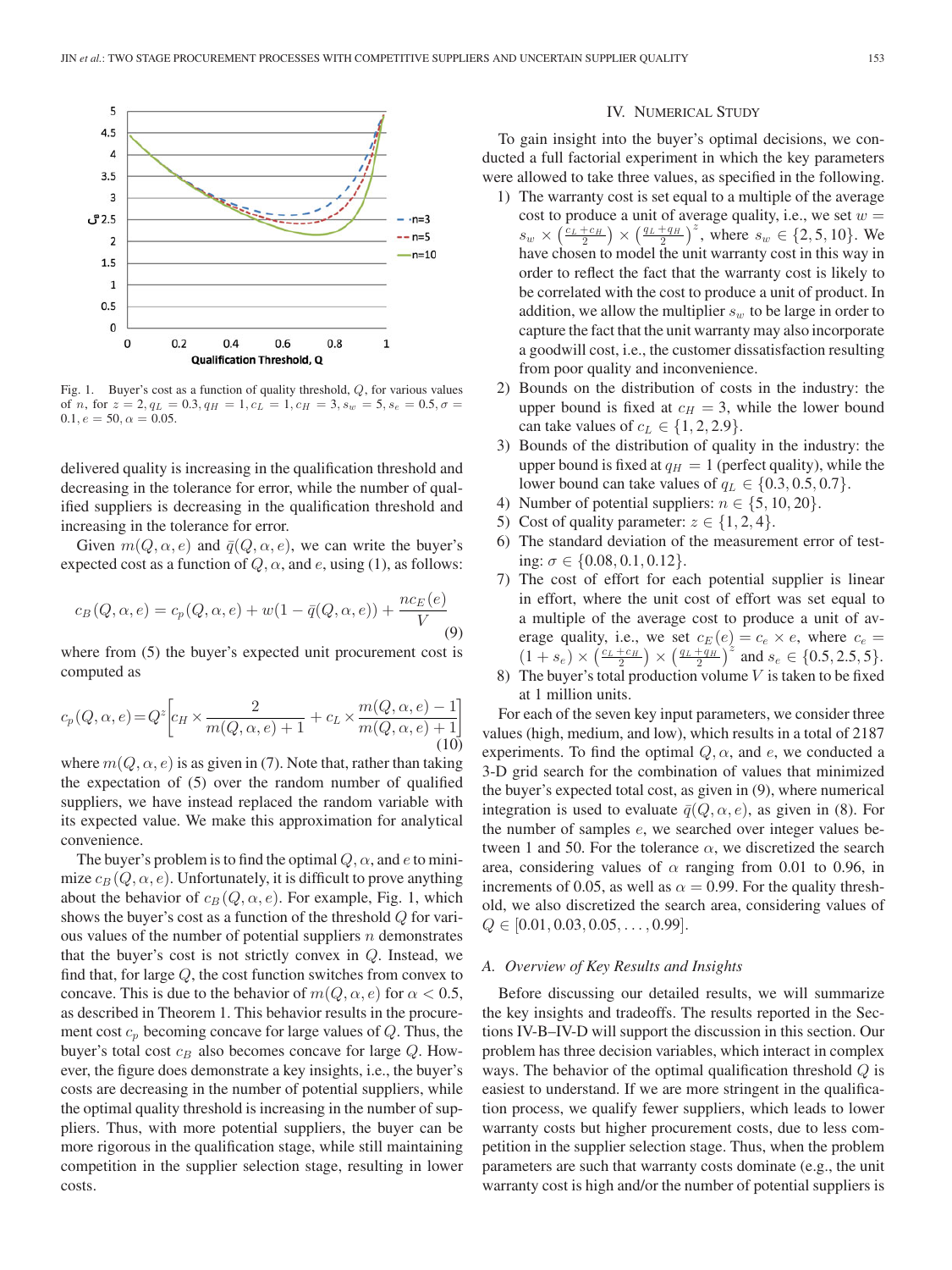Fig. 1. Buyer's cost as a function of quality threshold, $Q$, for various values of $n$, for $z = 2, q_L = 0.3, q_H = 1, c_L = 1, c_H = 3, s_w = 5, s_e = 0.5, \sigma = 0.1, e = 50, \alpha = 0.05$.

delivered quality is increasing in the qualification threshold and decreasing in the tolerance for error, while the number of qualified suppliers is decreasing in the qualification threshold and increasing in the tolerance for error.

Given $m(Q, \alpha, e)$ and $\bar{q}(Q, \alpha, e)$, we can write the buyer's expected cost as a function of $Q$, $\alpha$, and $e$, using (1), as follows:

$$c_B(Q, \alpha, e) = c_p(Q, \alpha, e) + w(1 - \bar{q}(Q, \alpha, e)) + \frac{nc_E(e)}{V} \tag{9}$$

where from (5) the buyer's expected unit procurement cost is computed as

$$c_p(Q, \alpha, e) = Q^z \left[ c_H \times \frac{2}{m(Q, \alpha, e) + 1} + c_L \times \frac{m(Q, \alpha, e) - 1}{m(Q, \alpha, e) + 1} \right] \tag{10}$$

where $m(Q, \alpha, e)$ is as given in (7). Note that, rather than taking the expectation of (5) over the random number of qualified suppliers, we have instead replaced the random variable with its expected value. We make this approximation for analytical convenience.

The buyer's problem is to find the optimal $Q$, $\alpha$, and $e$ to minimize $c_B(Q, \alpha, e)$. Unfortunately, it is difficult to prove anything about the behavior of $c_B(Q, \alpha, e)$. For example, Fig. 1, which shows the buyer's cost as a function of the threshold $Q$ for various values of the number of potential suppliers $n$ demonstrates that the buyer's cost is not strictly convex in $Q$. Instead, we find that, for large $Q$, the cost function switches from convex to concave. This is due to the behavior of $m(Q, \alpha, e)$ for $\alpha < 0.5$, as described in Theorem 1. This behavior results in the procurement cost $c_p$ becoming concave for large values of $Q$. Thus, the buyer's total cost $c_B$ also becomes concave for large $Q$. However, the figure does demonstrate a key insights, i.e., the buyer's costs are decreasing in the number of potential suppliers, while the optimal quality threshold is increasing in the number of suppliers. Thus, with more potential suppliers, the buyer can be more rigorous in the qualification stage, while still maintaining competition in the supplier selection stage, resulting in lower costs.

## IV. Numerical Study

To gain insight into the buyer's optimal decisions, we conducted a full factorial experiment in which the key parameters were allowed to take three values, as specified in the following.

1) The warranty cost is set equal to a multiple of the average cost to produce a unit of average quality, i.e., we set $w = s_w \times \left(\frac{c_L + c_H}{2}\right) \times \left(\frac{q_L + q_H}{2}\right)^z$, where $s_w \in \{2, 5, 10\}$. We have chosen to model the unit warranty cost in this way in order to reflect the fact that the warranty cost is likely to be correlated with the cost to produce a unit of product. In addition, we allow the multiplier $s_w$ to be large in order to capture the fact that the unit warranty may also incorporate a goodwill cost, i.e., the customer dissatisfaction resulting from poor quality and inconvenience.
2) Bounds on the distribution of costs in the industry: the upper bound is fixed at $c_H = 3$, while the lower bound can take values of $c_L \in \{1, 2, 2.9\}$.
3) Bounds of the distribution of quality in the industry: the upper bound is fixed at $q_H = 1$ (perfect quality), while the lower bound can take values of $q_L \in \{0.3, 0.5, 0.7\}$.
4) Number of potential suppliers: $n \in \{5, 10, 20\}$.
5) Cost of quality parameter: $z \in \{1, 2, 4\}$.
6) The standard deviation of the measurement error of testing: $\sigma \in \{0.08, 0.1, 0.12\}$.
7) The cost of effort for each potential supplier is linear in effort, where the unit cost of effort was set equal to a multiple of the average cost to produce a unit of average quality, i.e., we set $c_E(e) = c_e \times e$, where $c_e = (1 + s_e) \times \left(\frac{c_L + c_H}{2}\right) \times \left(\frac{q_L + q_H}{2}\right)^z$ and $s_e \in \{0.5, 2.5, 5\}$.
8) The buyer's total production volume $V$ is taken to be fixed at 1 million units.

For each of the seven key input parameters, we consider three values (high, medium, and low), which results in a total of 2187 experiments. To find the optimal $Q$, $\alpha$, and $e$, we conducted a 3-D grid search for the combination of values that minimized the buyer's expected total cost, as given in (9), where numerical integration is used to evaluate $\bar{q}(Q, \alpha, e)$, as given in (8). For the number of samples $e$, we searched over integer values between 1 and 50. For the tolerance $\alpha$, we discretized the search area, considering values of $\alpha$ ranging from 0.01 to 0.96, in increments of 0.05, as well as $\alpha = 0.99$. For the quality threshold, we also discretized the search area, considering values of $Q \in [0.01, 0.03, 0.05, \ldots, 0.99]$.

### A. Overview of Key Results and Insights

Before discussing our detailed results, we will summarize the key insights and tradeoffs. The results reported in the Sections IV-B–IV-D will support the discussion in this section. Our problem has three decision variables, which interact in complex ways. The behavior of the optimal qualification threshold $Q$ is easiest to understand. If we are more stringent in the qualification process, we qualify fewer suppliers, which leads to lower warranty costs but higher procurement costs, due to less competition in the supplier selection stage. Thus, when the problem parameters are such that warranty costs dominate (e.g., the unit warranty cost is high and/or the number of potential suppliers is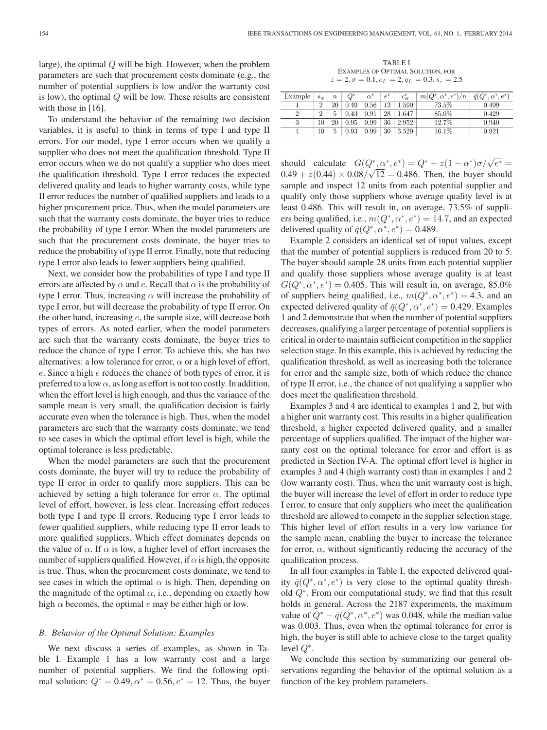large), the optimal $Q$ will be high. However, when the problem parameters are such that procurement costs dominate (e.g., the number of potential suppliers is low and/or the warranty cost is low), the optimal $Q$ will be low. These results are consistent with those in [16].

To understand the behavior of the remaining two decision variables, it is useful to think in terms of type I and type II errors. For our model, type I error occurs when we qualify a supplier who does not meet the qualification threshold. Type II error occurs when we do not qualify a supplier who does meet the qualification threshold. Type I error reduces the expected delivered quality and leads to higher warranty costs, while type II error reduces the number of qualified suppliers and leads to a higher procurement price. Thus, when the model parameters are such that the warranty costs dominate, the buyer tries to reduce the probability of type I error. When the model parameters are such that the procurement costs dominate, the buyer tries to reduce the probability of type II error. Finally, note that reducing type I error also leads to fewer suppliers being qualified.

Next, we consider how the probabilities of type I and type II errors are affected by $\alpha$ and $e$. Recall that $\alpha$ is the probability of type I error. Thus, increasing $\alpha$ will increase the probability of type I error, but will decrease the probability of type II error. On the other hand, increasing $e$, the sample size, will decrease both types of errors. As noted earlier, when the model parameters are such that the warranty costs dominate, the buyer tries to reduce the chance of type I error. To achieve this, she has two alternatives: a low tolerance for error, $\alpha$ or a high level of effort, $e$. Since a high $e$ reduces the chance of both types of error, it is preferred to a low $\alpha$, as long as effort is not too costly. In addition, when the effort level is high enough, and thus the variance of the sample mean is very small, the qualification decision is fairly accurate even when the tolerance is high. Thus, when the model parameters are such that the warranty costs dominate, we tend to see cases in which the optimal effort level is high, while the optimal tolerance is less predictable.

When the model parameters are such that the procurement costs dominate, the buyer will try to reduce the probability of type II error in order to qualify more suppliers. This can be achieved by setting a high tolerance for error $\alpha$. The optimal level of effort, however, is less clear. Increasing effort reduces both type I and type II errors. Reducing type I error leads to fewer qualified suppliers, while reducing type II error leads to more qualified suppliers. Which effect dominates depends on the value of $\alpha$. If $\alpha$ is low, a higher level of effort increases the number of suppliers qualified. However, if $\alpha$ is high, the opposite is true. Thus, when the procurement costs dominate, we tend to see cases in which the optimal $\alpha$ is high. Then, depending on the magnitude of the optimal $\alpha$, i.e., depending on exactly how high $\alpha$ becomes, the optimal $e$ may be either high or low.

### B. Behavior of the Optimal Solution: Examples

We next discuss a series of examples, as shown in Table I. Example 1 has a low warranty cost and a large number of potential suppliers. We find the following optimal solution: $Q^* = 0.49, \alpha^* = 0.56, e^* = 12$. Thus, the buyer should calculate $G(Q^*, \alpha^*, e^*) = Q^* + z(1-\alpha^*)\sigma/\sqrt{e^*} = 0.49 + z(0.44) \times 0.08/\sqrt{12} = 0.486$. Then, the buyer should sample and inspect 12 units from each potential supplier and qualify only those suppliers whose average quality level is at least 0.486. This will result in, on average, 73.5% of suppliers being qualified, i.e., $m(Q^*, \alpha^*, e^*) = 14.7$, and an expected delivered quality of $\bar{q}(Q^*, \alpha^*, e^*) = 0.489$.

TABLE I
EXAMPLES OF OPTIMAL SOLUTION, FOR $z = 2, \sigma = 0.1, c_L = 2, q_L = 0.3, s_e = 2.5$

| Example | $s_w$ | $n$ | $Q^*$ | $\alpha^*$ | $e^*$ | $c_B^*$ | $m(Q^*, \alpha^*, e^*)/n$ | $\bar{q}(Q^*, \alpha^*, e^*)$ |
|---|---|---|---|---|---|---|---|---|
| 1 | 2 | 20 | 0.49 | 0.56 | 12 | 1.590 | 73.5% | 0.499 |
| 2 | 2 | 5 | 0.43 | 0.91 | 28 | 1.647 | 85.0% | 0.429 |
| 3 | 10 | 20 | 0.95 | 0.99 | 36 | 2.952 | 12.7% | 0.940 |
| 4 | 10 | 5 | 0.93 | 0.99 | 30 | 3.529 | 16.1% | 0.921 |

Example 2 considers an identical set of input values, except that the number of potential suppliers is reduced from 20 to 5. The buyer should sample 28 units from each potential supplier and qualify those suppliers whose average quality is at least $G(Q^*, \alpha^*, e^*) = 0.405$. This will result in, on average, 85.0% of suppliers being qualified, i.e., $m(Q^*, \alpha^*, e^*) = 4.3$, and an expected delivered quality of $\bar{q}(Q^*, \alpha^*, e^*) = 0.429$. Examples 1 and 2 demonstrate that when the number of potential suppliers decreases, qualifying a larger percentage of potential suppliers is critical in order to maintain sufficient competition in the supplier selection stage. In this example, this is achieved by reducing the qualification threshold, as well as increasing both the tolerance for error and the sample size, both of which reduce the chance of type II error, i.e., the chance of not qualifying a supplier who does meet the qualification threshold.

Examples 3 and 4 are identical to examples 1 and 2, but with a higher unit warranty cost. This results in a higher qualification threshold, a higher expected delivered quality, and a smaller percentage of suppliers qualified. The impact of the higher warranty cost on the optimal tolerance for error and effort is as predicted in Section IV-A. The optimal effort level is higher in examples 3 and 4 (high warranty cost) than in examples 1 and 2 (low warranty cost). Thus, when the unit warranty cost is high, the buyer will increase the level of effort in order to reduce type I error, to ensure that only suppliers who meet the qualification threshold are allowed to compete in the supplier selection stage. This higher level of effort results in a very low variance for the sample mean, enabling the buyer to increase the tolerance for error, $\alpha$, without significantly reducing the accuracy of the qualification process.

In all four examples in Table I, the expected delivered quality $\bar{q}(Q^*, \alpha^*, e^*)$ is very close to the optimal quality threshold $Q^*$. From our computational study, we find that this result holds in general. Across the 2187 experiments, the maximum value of $Q^* - \bar{q}(Q^*, \alpha^*, e^*)$ was 0.048, while the median value was 0.003. Thus, even when the optimal tolerance for error is high, the buyer is still able to achieve close to the target quality level $Q^*$.

We conclude this section by summarizing our general observations regarding the behavior of the optimal solution as a function of the key problem parameters.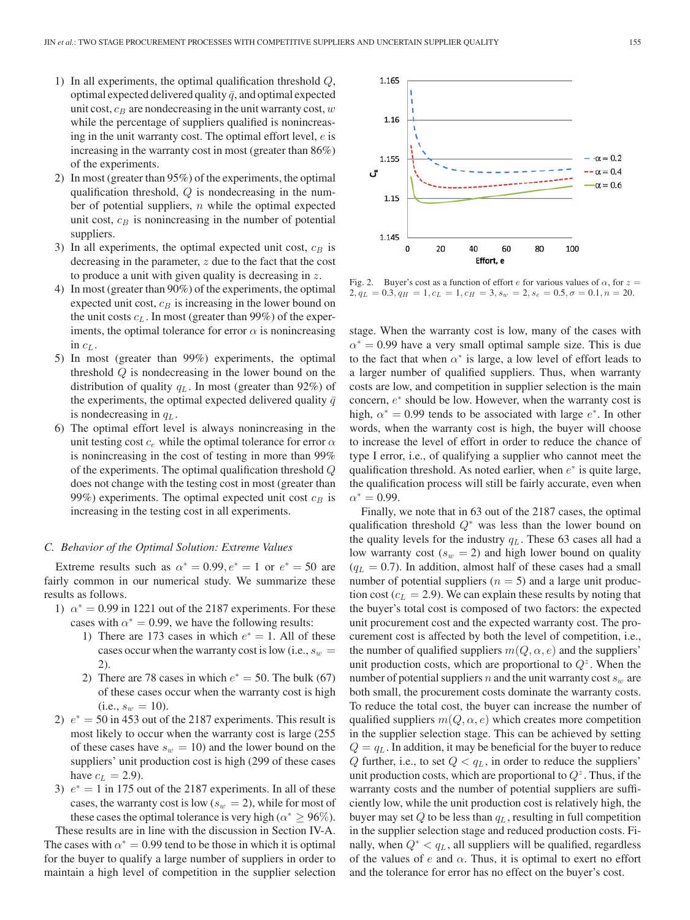1) In all experiments, the optimal qualification threshold $Q$, optimal expected delivered quality $\bar{q}$, and optimal expected unit cost, $c_B$ are nondecreasing in the unit warranty cost, $w$ while the percentage of suppliers qualified is nonincreasing in the unit warranty cost. The optimal effort level, $e$ is increasing in the warranty cost in most (greater than 86%) of the experiments.
2) In most (greater than 95%) of the experiments, the optimal qualification threshold, $Q$ is nondecreasing in the number of potential suppliers, $n$ while the optimal expected unit cost, $c_B$ is nonincreasing in the number of potential suppliers.
3) In all experiments, the optimal expected unit cost, $c_B$ is decreasing in the parameter, $z$ due to the fact that the cost to produce a unit with given quality is decreasing in $z$.
4) In most (greater than 90%) of the experiments, the optimal expected unit cost, $c_B$ is increasing in the lower bound on the unit costs $c_L$. In most (greater than 99%) of the experiments, the optimal tolerance for error $\alpha$ is nonincreasing in $c_L$.
5) In most (greater than 99%) experiments, the optimal threshold $Q$ is nondecreasing in the lower bound on the distribution of quality $q_L$. In most (greater than 92%) of the experiments, the optimal expected delivered quality $\bar{q}$ is nondecreasing in $q_L$.
6) The optimal effort level is always nonincreasing in the unit testing cost $c_e$ while the optimal tolerance for error $\alpha$ is nonincreasing in the cost of testing in more than 99% of the experiments. The optimal qualification threshold $Q$ does not change with the testing cost in most (greater than 99%) experiments. The optimal expected unit cost $c_B$ is increasing in the testing cost in all experiments.

### C. Behavior of the Optimal Solution: Extreme Values

Extreme results such as $\alpha^* = 0.99, e^* = 1$ or $e^* = 50$ are fairly common in our numerical study. We summarize these results as follows.

1) $\alpha^* = 0.99$ in 1221 out of the 2187 experiments. For these cases with $\alpha^* = 0.99$, we have the following results:
   1) There are 173 cases in which $e^* = 1$. All of these cases occur when the warranty cost is low (i.e., $s_w = 2$).
   2) There are 78 cases in which $e^* = 50$. The bulk (67) of these cases occur when the warranty cost is high (i.e., $s_w = 10$).
2) $e^* = 50$ in 453 out of the 2187 experiments. This result is most likely to occur when the warranty cost is large (255 of these cases have $s_w = 10$) and the lower bound on the suppliers' unit production cost is high (299 of these cases have $c_L = 2.9$).
3) $e^* = 1$ in 175 out of the 2187 experiments. In all of these cases, the warranty cost is low ($s_w = 2$), while for most of these cases the optimal tolerance is very high ($\alpha^* \geq 96\%$).

These results are in line with the discussion in Section IV-A. The cases with $\alpha^* = 0.99$ tend to be those in which it is optimal for the buyer to qualify a large number of suppliers in order to maintain a high level of competition in the supplier selection stage. When the warranty cost is low, many of the cases with $\alpha^* = 0.99$ have a very small optimal sample size. This is due to the fact that when $\alpha^*$ is large, a low level of effort leads to a larger number of qualified suppliers. Thus, when warranty costs are low, and competition in supplier selection is the main concern, $e^*$ should be low. However, when the warranty cost is high, $\alpha^* = 0.99$ tends to be associated with large $e^*$. In other words, when the warranty cost is high, the buyer will choose to increase the level of effort in order to reduce the chance of type I error, i.e., of qualifying a supplier who cannot meet the qualification threshold. As noted earlier, when $e^*$ is quite large, the qualification process will still be fairly accurate, even when $\alpha^* = 0.99$.

Finally, we note that in 63 out of the 2187 cases, the optimal qualification threshold $Q^*$ was less than the lower bound on the quality levels for the industry $q_L$. These 63 cases all had a low warranty cost ($s_w = 2$) and high lower bound on quality ($q_L = 0.7$). In addition, almost half of these cases had a small number of potential suppliers ($n = 5$) and a large unit production cost ($c_L = 2.9$). We can explain these results by noting that the buyer's total cost is composed of two factors: the expected unit procurement cost and the expected warranty cost. The procurement cost is affected by both the level of competition, i.e., the number of qualified suppliers $m(Q, \alpha, e)$ and the suppliers' unit production costs, which are proportional to $Q^z$. When the number of potential suppliers $n$ and the unit warranty cost $s_w$ are both small, the procurement costs dominate the warranty costs. To reduce the total cost, the buyer can increase the number of qualified suppliers $m(Q, \alpha, e)$ which creates more competition in the supplier selection stage. This can be achieved by setting $Q = q_L$. In addition, it may be beneficial for the buyer to reduce $Q$ further, i.e., to set $Q < q_L$, in order to reduce the suppliers' unit production costs, which are proportional to $Q^z$. Thus, if the warranty costs and the number of potential suppliers are sufficiently low, while the unit production cost is relatively high, the buyer may set $Q$ to be less than $q_L$, resulting in full competition in the supplier selection stage and reduced production costs. Finally, when $Q^* < q_L$, all suppliers will be qualified, regardless of the values of $e$ and $\alpha$. Thus, it is optimal to exert no effort and the tolerance for error has no effect on the buyer's cost.

Fig. 2. Buyer's cost as a function of effort $e$ for various values of $\alpha$, for $z = 2, q_L = 0.3, q_H = 1, c_L = 1, c_H = 3, s_w = 2, s_e = 0.5, \sigma = 0.1, n = 20$.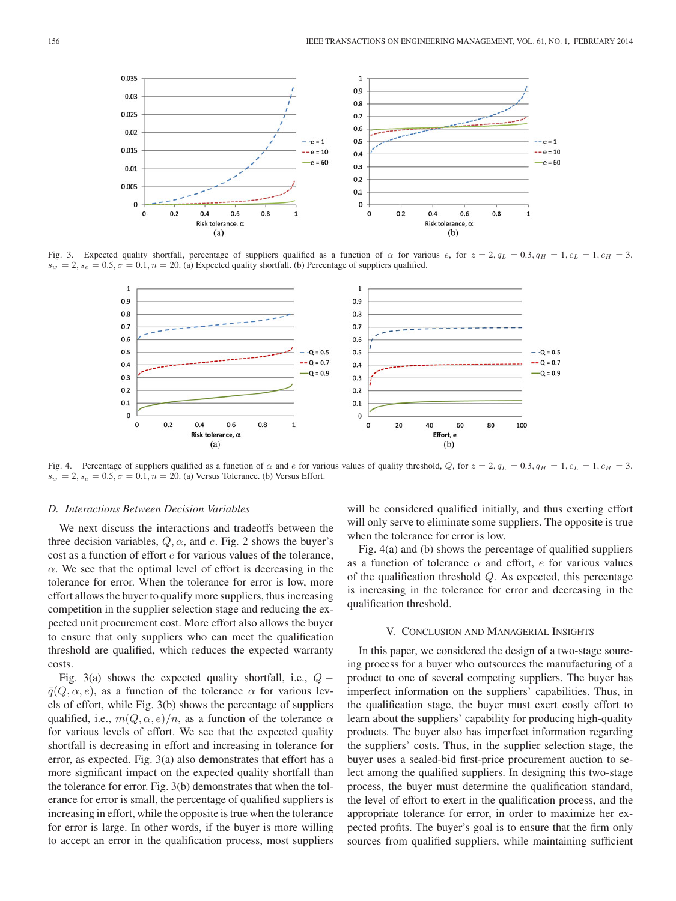Fig. 3. Expected quality shortfall, percentage of suppliers qualified as a function of $\alpha$ for various $e$, for $z = 2, q_L = 0.3, q_H = 1, c_L = 1, c_H = 3, s_w = 2, s_e = 0.5, \sigma = 0.1, n = 20$. (a) Expected quality shortfall. (b) Percentage of suppliers qualified.

Fig. 4. Percentage of suppliers qualified as a function of $\alpha$ and $e$ for various values of quality threshold, $Q$, for $z = 2, q_L = 0.3, q_H = 1, c_L = 1, c_H = 3, s_w = 2, s_e = 0.5, \sigma = 0.1, n = 20$. (a) Versus Tolerance. (b) Versus Effort.

### D. Interactions Between Decision Variables

We next discuss the interactions and tradeoffs between the three decision variables, $Q$, $\alpha$, and $e$. Fig. 2 shows the buyer's cost as a function of effort $e$ for various values of the tolerance, $\alpha$. We see that the optimal level of effort is decreasing in the tolerance for error. When the tolerance for error is low, more effort allows the buyer to qualify more suppliers, thus increasing competition in the supplier selection stage and reducing the expected unit procurement cost. More effort also allows the buyer to ensure that only suppliers who can meet the qualification threshold are qualified, which reduces the expected warranty costs.

Fig. 3(a) shows the expected quality shortfall, i.e., $Q - \bar{q}(Q, \alpha, e)$, as a function of the tolerance $\alpha$ for various levels of effort, while Fig. 3(b) shows the percentage of suppliers qualified, i.e., $m(Q, \alpha, e)/n$, as a function of the tolerance $\alpha$ for various levels of effort. We see that the expected quality shortfall is decreasing in effort and increasing in tolerance for error, as expected. Fig. 3(a) also demonstrates that effort has a more significant impact on the expected quality shortfall than the tolerance for error. Fig. 3(b) demonstrates that when the tolerance for error is small, the percentage of qualified suppliers is increasing in effort, while the opposite is true when the tolerance for error is large. In other words, if the buyer is more willing to accept an error in the qualification process, most suppliers will be considered qualified initially, and thus exerting effort will only serve to eliminate some suppliers. The opposite is true when the tolerance for error is low.

Fig. 4(a) and (b) shows the percentage of qualified suppliers as a function of tolerance $\alpha$ and effort, $e$ for various values of the qualification threshold $Q$. As expected, this percentage is increasing in the tolerance for error and decreasing in the qualification threshold.

## V. Conclusion and Managerial Insights

In this paper, we considered the design of a two-stage sourcing process for a buyer who outsources the manufacturing of a product to one of several competing suppliers. The buyer has imperfect information on the suppliers' capabilities. Thus, in the qualification stage, the buyer must exert costly effort to learn about the suppliers' capability for producing high-quality products. The buyer also has imperfect information regarding the suppliers' costs. Thus, in the supplier selection stage, the buyer uses a sealed-bid first-price procurement auction to select among the qualified suppliers. In designing this two-stage process, the buyer must determine the qualification standard, the level of effort to exert in the qualification process, and the appropriate tolerance for error, in order to maximize her expected profits. The buyer's goal is to ensure that the firm only sources from qualified suppliers, while maintaining sufficient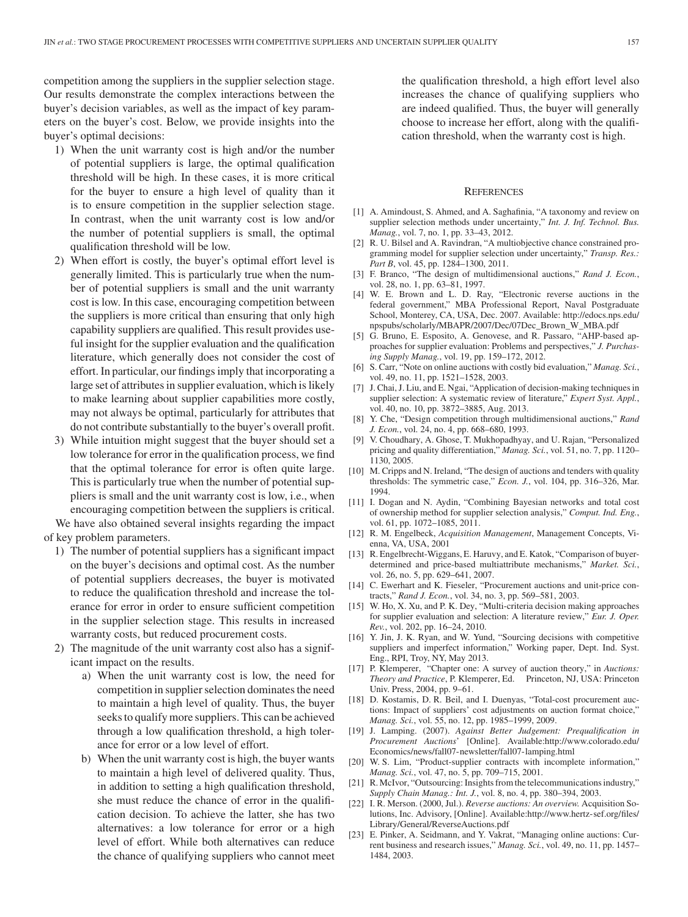competition among the suppliers in the supplier selection stage. Our results demonstrate the complex interactions between the buyer's decision variables, as well as the impact of key parameters on the buyer's cost. Below, we provide insights into the buyer's optimal decisions:

1) When the unit warranty cost is high and/or the number of potential suppliers is large, the optimal qualification threshold will be high. In these cases, it is more critical for the buyer to ensure a high level of quality than it is to ensure competition in the supplier selection stage. In contrast, when the unit warranty cost is low and/or the number of potential suppliers is small, the optimal qualification threshold will be low.
2) When effort is costly, the buyer's optimal effort level is generally limited. This is particularly true when the number of potential suppliers is small and the unit warranty cost is low. In this case, encouraging competition between the suppliers is more critical than ensuring that only high capability suppliers are qualified. This result provides useful insight for the supplier evaluation and the qualification literature, which generally does not consider the cost of effort. In particular, our findings imply that incorporating a large set of attributes in supplier evaluation, which is likely to make learning about supplier capabilities more costly, may not always be optimal, particularly for attributes that do not contribute substantially to the buyer's overall profit.
3) While intuition might suggest that the buyer should set a low tolerance for error in the qualification process, we find that the optimal tolerance for error is often quite large. This is particularly true when the number of potential suppliers is small and the unit warranty cost is low, i.e., when encouraging competition between the suppliers is critical.

We have also obtained several insights regarding the impact of key problem parameters.

1) The number of potential suppliers has a significant impact on the buyer's decisions and optimal cost. As the number of potential suppliers decreases, the buyer is motivated to reduce the qualification threshold and increase the tolerance for error in order to ensure sufficient competition in the supplier selection stage. This results in increased warranty costs, but reduced procurement costs.
2) The magnitude of the unit warranty cost also has a significant impact on the results.
   a) When the unit warranty cost is low, the need for competition in supplier selection dominates the need to maintain a high level of quality. Thus, the buyer seeks to qualify more suppliers. This can be achieved through a low qualification threshold, a high tolerance for error or a low level of effort.
   b) When the unit warranty cost is high, the buyer wants to maintain a high level of delivered quality. Thus, in addition to setting a high qualification threshold, she must reduce the chance of error in the qualification decision. To achieve the latter, she has two alternatives: a low tolerance for error or a high level of effort. While both alternatives can reduce the chance of qualifying suppliers who cannot meet the qualification threshold, a high effort level also increases the chance of qualifying suppliers who are indeed qualified. Thus, the buyer will generally choose to increase her effort, along with the qualification threshold, when the warranty cost is high.

## References

[1] A. Amindoust, S. Ahmed, and A. Saghafinia, "A taxonomy and review on supplier selection methods under uncertainty," *Int. J. Inf. Technol. Bus. Manag.*, vol. 7, no. 1, pp. 33–43, 2012.

[2] R. U. Bilsel and A. Ravindran, "A multiobjective chance constrained programming model for supplier selection under uncertainty," *Transp. Res.: Part B*, vol. 45, pp. 1284–1300, 2011.

[3] F. Branco, "The design of multidimensional auctions," *Rand J. Econ.*, vol. 28, no. 1, pp. 63–81, 1997.

[4] W. E. Brown and L. D. Ray, "Electronic reverse auctions in the federal government," MBA Professional Report, Naval Postgraduate School, Monterey, CA, USA, Dec. 2007. Available: http://edocs.nps.edu/npspubs/scholarly/MBAPR/2007/Dec/07Dec_Brown_W_MBA.pdf

[5] G. Bruno, E. Esposito, A. Genovese, and R. Passaro, "AHP-based approaches for supplier evaluation: Problems and perspectives," *J. Purchasing Supply Manag.*, vol. 19, pp. 159–172, 2012.

[6] S. Carr, "Note on online auctions with costly bid evaluation," *Manag. Sci.*, vol. 49, no. 11, pp. 1521–1528, 2003.

[7] J. Chai, J. Liu, and E. Ngai, "Application of decision-making techniques in supplier selection: A systematic review of literature," *Expert Syst. Appl.*, vol. 40, no. 10, pp. 3872–3885, Aug. 2013.

[8] Y. Che, "Design competition through multidimensional auctions," *Rand J. Econ.*, vol. 24, no. 4, pp. 668–680, 1993.

[9] V. Choudhary, A. Ghose, T. Mukhopadhyay, and U. Rajan, "Personalized pricing and quality differentiation," *Manag. Sci.*, vol. 51, no. 7, pp. 1120–1130, 2005.

[10] M. Cripps and N. Ireland, "The design of auctions and tenders with quality thresholds: The symmetric case," *Econ. J.*, vol. 104, pp. 316–326, Mar. 1994.

[11] I. Dogan and N. Aydin, "Combining Bayesian networks and total cost of ownership method for supplier selection analysis," *Comput. Ind. Eng.*, vol. 61, pp. 1072–1085, 2011.

[12] R. M. Engelbeck, *Acquisition Management*, Management Concepts, Vienna, VA, USA, 2001

[13] R. Engelbrecht-Wiggans, E. Haruvy, and E. Katok, "Comparison of buyer-determined and price-based multiattribute mechanisms," *Market. Sci.*, vol. 26, no. 5, pp. 629–641, 2007.

[14] C. Ewerhart and K. Fieseler, "Procurement auctions and unit-price contracts," *Rand J. Econ.*, vol. 34, no. 3, pp. 569–581, 2003.

[15] W. Ho, X. Xu, and P. K. Dey, "Multi-criteria decision making approaches for supplier evaluation and selection: A literature review," *Eur. J. Oper. Rev.*, vol. 202, pp. 16–24, 2010.

[16] Y. Jin, J. K. Ryan, and W. Yund, "Sourcing decisions with competitive suppliers and imperfect information," Working paper, Dept. Ind. Syst. Eng., RPI, Troy, NY, May 2013.

[17] P. Klemperer, "Chapter one: A survey of auction theory," in *Auctions: Theory and Practice*, P. Klemperer, Ed. Princeton, NJ, USA: Princeton Univ. Press, 2004, pp. 9–61.

[18] D. Kostamis, D. R. Beil, and I. Duenyas, "Total-cost procurement auctions: Impact of suppliers' cost adjustments on auction format choice," *Manag. Sci.*, vol. 55, no. 12, pp. 1985–1999, 2009.

[19] J. Lamping. (2007). *Against Better Judgement: Prequalification in Procurement Auctions*' [Online]. Available:http://www.colorado.edu/Economics/news/fall07-newsletter/fall07-lamping.html

[20] W. S. Lim, "Product-supplier contracts with incomplete information," *Manag. Sci.*, vol. 47, no. 5, pp. 709–715, 2001.

[21] R. McIvor, "Outsourcing: Insights from the telecommunications industry," *Supply Chain Manag.: Int. J.*, vol. 8, no. 4, pp. 380–394, 2003.

[22] I. R. Merson. (2000, Jul.). *Reverse auctions: An overview.* Acquisition Solutions, Inc. Advisory, [Online]. Available:http://www.hertz-sef.org/files/Library/General/ReverseAuctions.pdf

[23] E. Pinker, A. Seidmann, and Y. Vakrat, "Managing online auctions: Current business and research issues," *Manag. Sci.*, vol. 49, no. 11, pp. 1457–1484, 2003.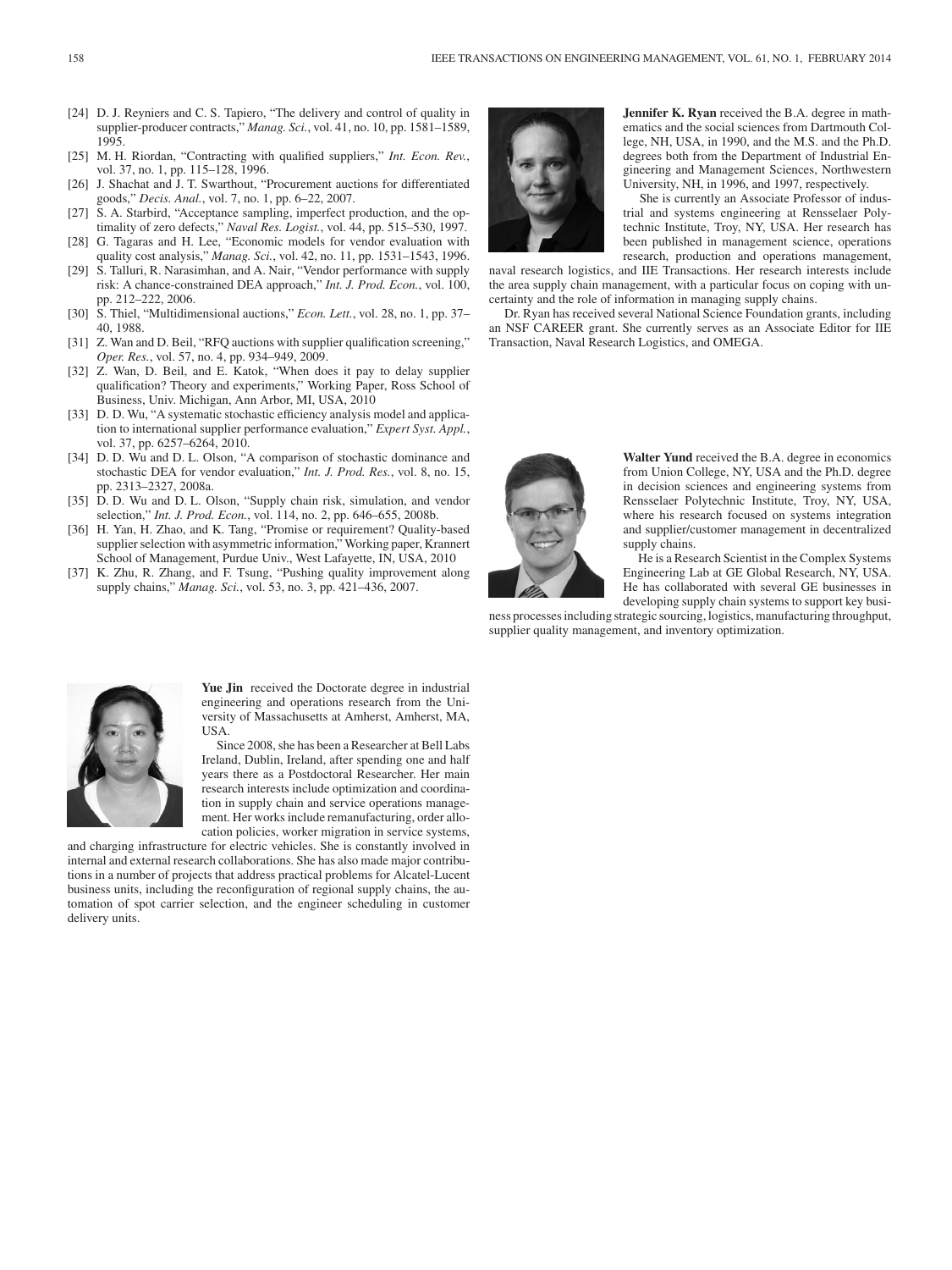[24] D. J. Reyniers and C. S. Tapiero, "The delivery and control of quality in supplier-producer contracts," *Manag. Sci.*, vol. 41, no. 10, pp. 1581–1589, 1995.

[25] M. H. Riordan, "Contracting with qualified suppliers," *Int. Econ. Rev.*, vol. 37, no. 1, pp. 115–128, 1996.

[26] J. Shachat and J. T. Swarthout, "Procurement auctions for differentiated goods," *Decis. Anal.*, vol. 7, no. 1, pp. 6–22, 2007.

[27] S. A. Starbird, "Acceptance sampling, imperfect production, and the optimality of zero defects," *Naval Res. Logist.*, vol. 44, pp. 515–530, 1997.

[28] G. Tagaras and H. Lee, "Economic models for vendor evaluation with quality cost analysis," *Manag. Sci.*, vol. 42, no. 11, pp. 1531–1543, 1996.

[29] S. Talluri, R. Narasimhan, and A. Nair, "Vendor performance with supply risk: A chance-constrained DEA approach," *Int. J. Prod. Econ.*, vol. 100, pp. 212–222, 2006.

[30] S. Thiel, "Multidimensional auctions," *Econ. Lett.*, vol. 28, no. 1, pp. 37–40, 1988.

[31] Z. Wan and D. Beil, "RFQ auctions with supplier qualification screening," *Oper. Res.*, vol. 57, no. 4, pp. 934–949, 2009.

[32] Z. Wan, D. Beil, and E. Katok, "When does it pay to delay supplier qualification? Theory and experiments," Working Paper, Ross School of Business, Univ. Michigan, Ann Arbor, MI, USA, 2010

[33] D. D. Wu, "A systematic stochastic efficiency analysis model and application to international supplier performance evaluation," *Expert Syst. Appl.*, vol. 37, pp. 6257–6264, 2010.

[34] D. D. Wu and D. L. Olson, "A comparison of stochastic dominance and stochastic DEA for vendor evaluation," *Int. J. Prod. Res.*, vol. 8, no. 15, pp. 2313–2327, 2008a.

[35] D. D. Wu and D. L. Olson, "Supply chain risk, simulation, and vendor selection," *Int. J. Prod. Econ.*, vol. 114, no. 2, pp. 646–655, 2008b.

[36] H. Yan, H. Zhao, and K. Tang, "Promise or requirement? Quality-based supplier selection with asymmetric information," Working paper, Krannert School of Management, Purdue Univ., West Lafayette, IN, USA, 2010

[37] K. Zhu, R. Zhang, and F. Tsung, "Pushing quality improvement along supply chains," *Manag. Sci.*, vol. 53, no. 3, pp. 421–436, 2007.

**Yue Jin** received the Doctorate degree in industrial engineering and operations research from the University of Massachusetts at Amherst, Amherst, MA, USA.

Since 2008, she has been a Researcher at Bell Labs Ireland, Dublin, Ireland, after spending one and half years there as a Postdoctoral Researcher. Her main research interests include optimization and coordination in supply chain and service operations management. Her works include remanufacturing, order allocation policies, worker migration in service systems, and charging infrastructure for electric vehicles. She is constantly involved in internal and external research collaborations. She has also made major contributions in a number of projects that address practical problems for Alcatel-Lucent business units, including the reconfiguration of regional supply chains, the automation of spot carrier selection, and the engineer scheduling in customer delivery units.

**Jennifer K. Ryan** received the B.A. degree in mathematics and the social sciences from Dartmouth College, NH, USA, in 1990, and the M.S. and the Ph.D. degrees both from the Department of Industrial Engineering and Management Sciences, Northwestern University, NH, in 1996, and 1997, respectively.

She is currently an Associate Professor of industrial and systems engineering at Rensselaer Polytechnic Institute, Troy, NY, USA. Her research has been published in management science, operations research, production and operations management, naval research logistics, and IIE Transactions. Her research interests include the area supply chain management, with a particular focus on coping with uncertainty and the role of information in managing supply chains.

Dr. Ryan has received several National Science Foundation grants, including an NSF CAREER grant. She currently serves as an Associate Editor for IIE Transaction, Naval Research Logistics, and OMEGA.

**Walter Yund** received the B.A. degree in economics from Union College, NY, USA and the Ph.D. degree in decision sciences and engineering systems from Rensselaer Polytechnic Institute, Troy, NY, USA, where his research focused on systems integration and supplier/customer management in decentralized supply chains.

He is a Research Scientist in the Complex Systems Engineering Lab at GE Global Research, NY, USA. He has collaborated with several GE businesses in developing supply chain systems to support key business processes including strategic sourcing, logistics, manufacturing throughput, supplier quality management, and inventory optimization.